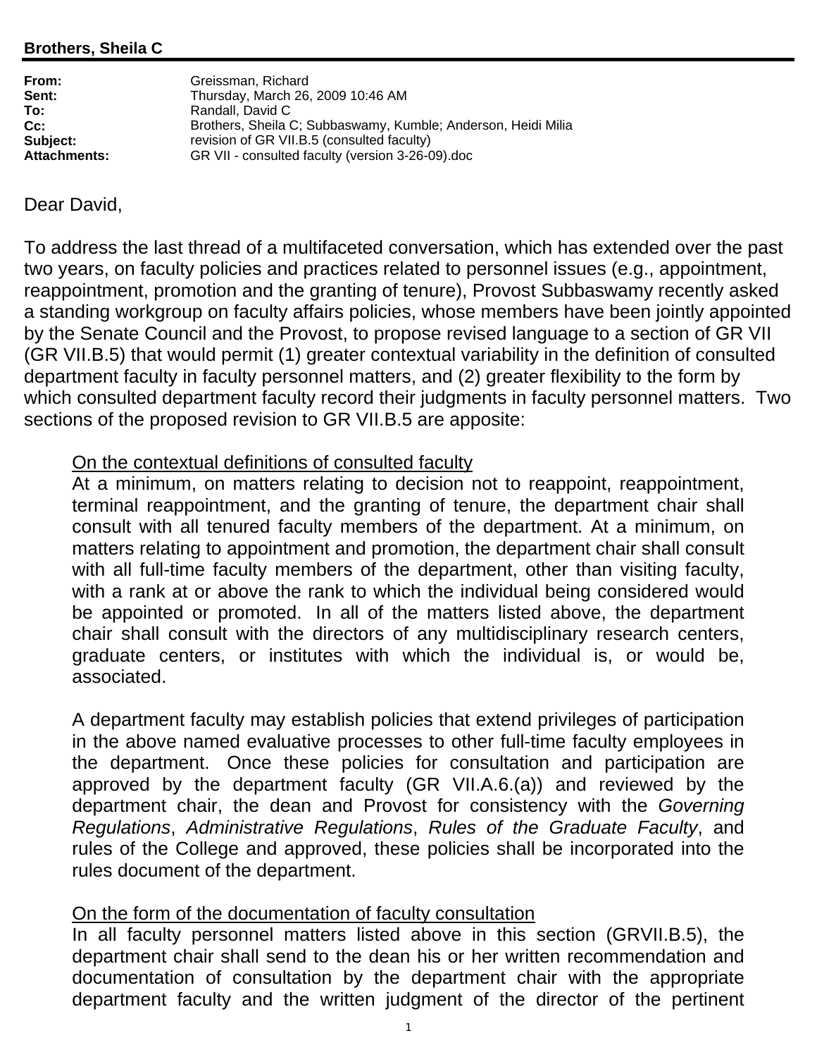**Brothers, Sheila C**

| | |
|---|---|
| **From:** | Greissman, Richard |
| **Sent:** | Thursday, March 26, 2009 10:46 AM |
| **To:** | Randall, David C |
| **Cc:** | Brothers, Sheila C; Subbaswamy, Kumble; Anderson, Heidi Milia |
| **Subject:** | revision of GR VII.B.5 (consulted faculty) |
| **Attachments:** | GR VII - consulted faculty (version 3-26-09).doc |

Dear David,

To address the last thread of a multifaceted conversation, which has extended over the past two years, on faculty policies and practices related to personnel issues (e.g., appointment, reappointment, promotion and the granting of tenure), Provost Subbaswamy recently asked a standing workgroup on faculty affairs policies, whose members have been jointly appointed by the Senate Council and the Provost, to propose revised language to a section of GR VII (GR VII.B.5) that would permit (1) greater contextual variability in the definition of consulted department faculty in faculty personnel matters, and (2) greater flexibility to the form by which consulted department faculty record their judgments in faculty personnel matters. Two sections of the proposed revision to GR VII.B.5 are apposite:

> <u>On the contextual definitions of consulted faculty</u>
> At a minimum, on matters relating to decision not to reappoint, reappointment, terminal reappointment, and the granting of tenure, the department chair shall consult with all tenured faculty members of the department. At a minimum, on matters relating to appointment and promotion, the department chair shall consult with all full-time faculty members of the department, other than visiting faculty, with a rank at or above the rank to which the individual being considered would be appointed or promoted. In all of the matters listed above, the department chair shall consult with the directors of any multidisciplinary research centers, graduate centers, or institutes with which the individual is, or would be, associated.
>
> A department faculty may establish policies that extend privileges of participation in the above named evaluative processes to other full-time faculty employees in the department. Once these policies for consultation and participation are approved by the department faculty (GR VII.A.6.(a)) and reviewed by the department chair, the dean and Provost for consistency with the *Governing Regulations*, *Administrative Regulations*, *Rules of the Graduate Faculty*, and rules of the College and approved, these policies shall be incorporated into the rules document of the department.
>
> <u>On the form of the documentation of faculty consultation</u>
> In all faculty personnel matters listed above in this section (GRVII.B.5), the department chair shall send to the dean his or her written recommendation and documentation of consultation by the department chair with the appropriate department faculty and the written judgment of the director of the pertinent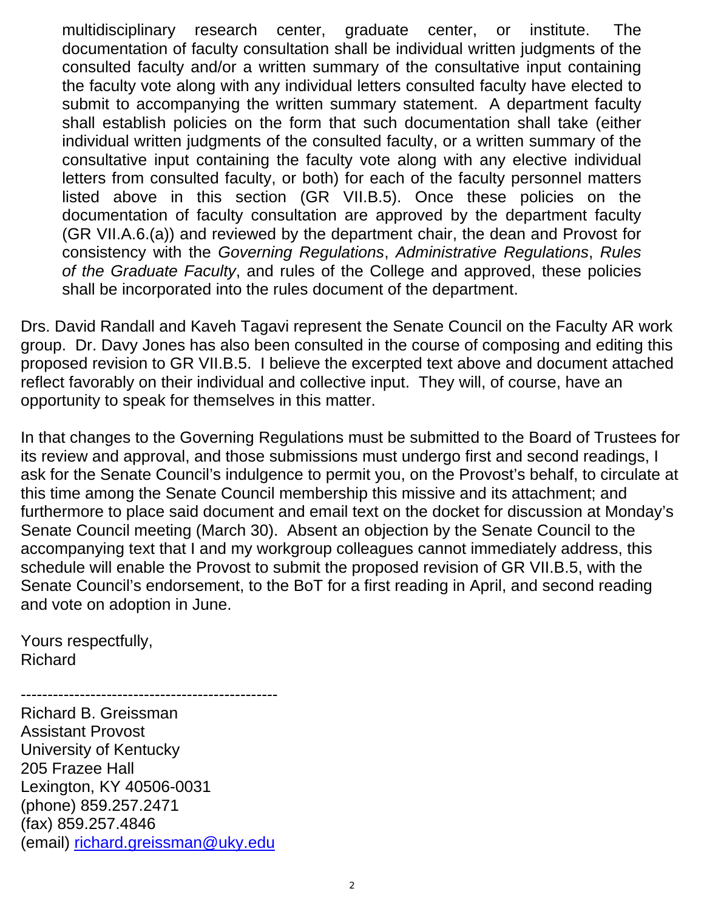multidisciplinary research center, graduate center, or institute. The documentation of faculty consultation shall be individual written judgments of the consulted faculty and/or a written summary of the consultative input containing the faculty vote along with any individual letters consulted faculty have elected to submit to accompanying the written summary statement. A department faculty shall establish policies on the form that such documentation shall take (either individual written judgments of the consulted faculty, or a written summary of the consultative input containing the faculty vote along with any elective individual letters from consulted faculty, or both) for each of the faculty personnel matters listed above in this section (GR VII.B.5). Once these policies on the documentation of faculty consultation are approved by the department faculty (GR VII.A.6.(a)) and reviewed by the department chair, the dean and Provost for consistency with the *Governing Regulations*, *Administrative Regulations*, *Rules of the Graduate Faculty*, and rules of the College and approved, these policies shall be incorporated into the rules document of the department.

Drs. David Randall and Kaveh Tagavi represent the Senate Council on the Faculty AR work group. Dr. Davy Jones has also been consulted in the course of composing and editing this proposed revision to GR VII.B.5. I believe the excerpted text above and document attached reflect favorably on their individual and collective input. They will, of course, have an opportunity to speak for themselves in this matter.

In that changes to the Governing Regulations must be submitted to the Board of Trustees for its review and approval, and those submissions must undergo first and second readings, I ask for the Senate Council's indulgence to permit you, on the Provost's behalf, to circulate at this time among the Senate Council membership this missive and its attachment; and furthermore to place said document and email text on the docket for discussion at Monday's Senate Council meeting (March 30). Absent an objection by the Senate Council to the accompanying text that I and my workgroup colleagues cannot immediately address, this schedule will enable the Provost to submit the proposed revision of GR VII.B.5, with the Senate Council's endorsement, to the BoT for a first reading in April, and second reading and vote on adoption in June.

Yours respectfully,
Richard

------------------------------------------------

Richard B. Greissman
Assistant Provost
University of Kentucky
205 Frazee Hall
Lexington, KY 40506-0031
(phone) 859.257.2471
(fax) 859.257.4846
(email) richard.greissman@uky.edu